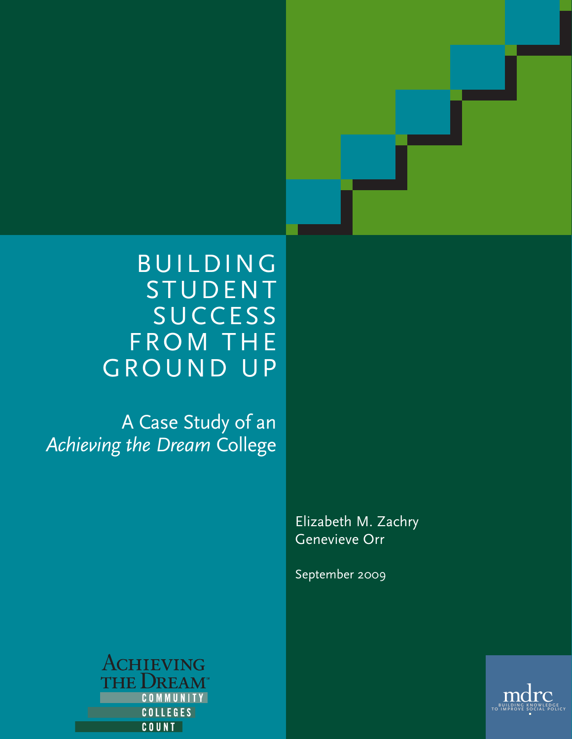# BUILDING STUDENT SUCCESS FROM THE GROUND UP

## A Case Study of an *Achieving the Dream* College

Elizabeth M. Zachry
Genevieve Orr

September 2009

ACHIEVING THE DREAM
COMMUNITY COLLEGES COUNT

mdrc
BUILDING KNOWLEDGE TO IMPROVE SOCIAL POLICY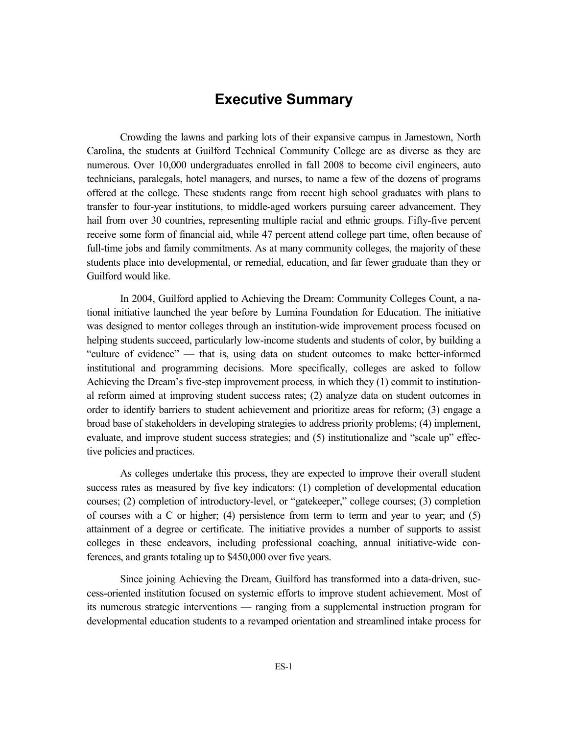# Executive Summary

Crowding the lawns and parking lots of their expansive campus in Jamestown, North Carolina, the students at Guilford Technical Community College are as diverse as they are numerous. Over 10,000 undergraduates enrolled in fall 2008 to become civil engineers, auto technicians, paralegals, hotel managers, and nurses, to name a few of the dozens of programs offered at the college. These students range from recent high school graduates with plans to transfer to four-year institutions, to middle-aged workers pursuing career advancement. They hail from over 30 countries, representing multiple racial and ethnic groups. Fifty-five percent receive some form of financial aid, while 47 percent attend college part time, often because of full-time jobs and family commitments. As at many community colleges, the majority of these students place into developmental, or remedial, education, and far fewer graduate than they or Guilford would like.

In 2004, Guilford applied to Achieving the Dream: Community Colleges Count, a national initiative launched the year before by Lumina Foundation for Education. The initiative was designed to mentor colleges through an institution-wide improvement process focused on helping students succeed, particularly low-income students and students of color, by building a "culture of evidence" — that is, using data on student outcomes to make better-informed institutional and programming decisions. More specifically, colleges are asked to follow Achieving the Dream's *five-step improvement process*, in which they (1) commit to institutional reform aimed at improving student success rates; (2) analyze data on student outcomes in order to identify barriers to student achievement and prioritize areas for reform; (3) engage a broad base of stakeholders in developing strategies to address priority problems; (4) implement, evaluate, and improve student success strategies; and (5) institutionalize and "scale up" effective policies and practices.

As colleges undertake this process, they are expected to improve their overall student success rates as measured by five key indicators: (1) completion of developmental education courses; (2) completion of introductory-level, or "gatekeeper," college courses; (3) completion of courses with a C or higher; (4) persistence from term to term and year to year; and (5) attainment of a degree or certificate. The initiative provides a number of supports to assist colleges in these endeavors, including professional coaching, annual initiative-wide conferences, and grants totaling up to $450,000 over five years.

Since joining Achieving the Dream, Guilford has transformed into a data-driven, success-oriented institution focused on systemic efforts to improve student achievement. Most of its numerous strategic interventions — ranging from a supplemental instruction program for developmental education students to a revamped orientation and streamlined intake process for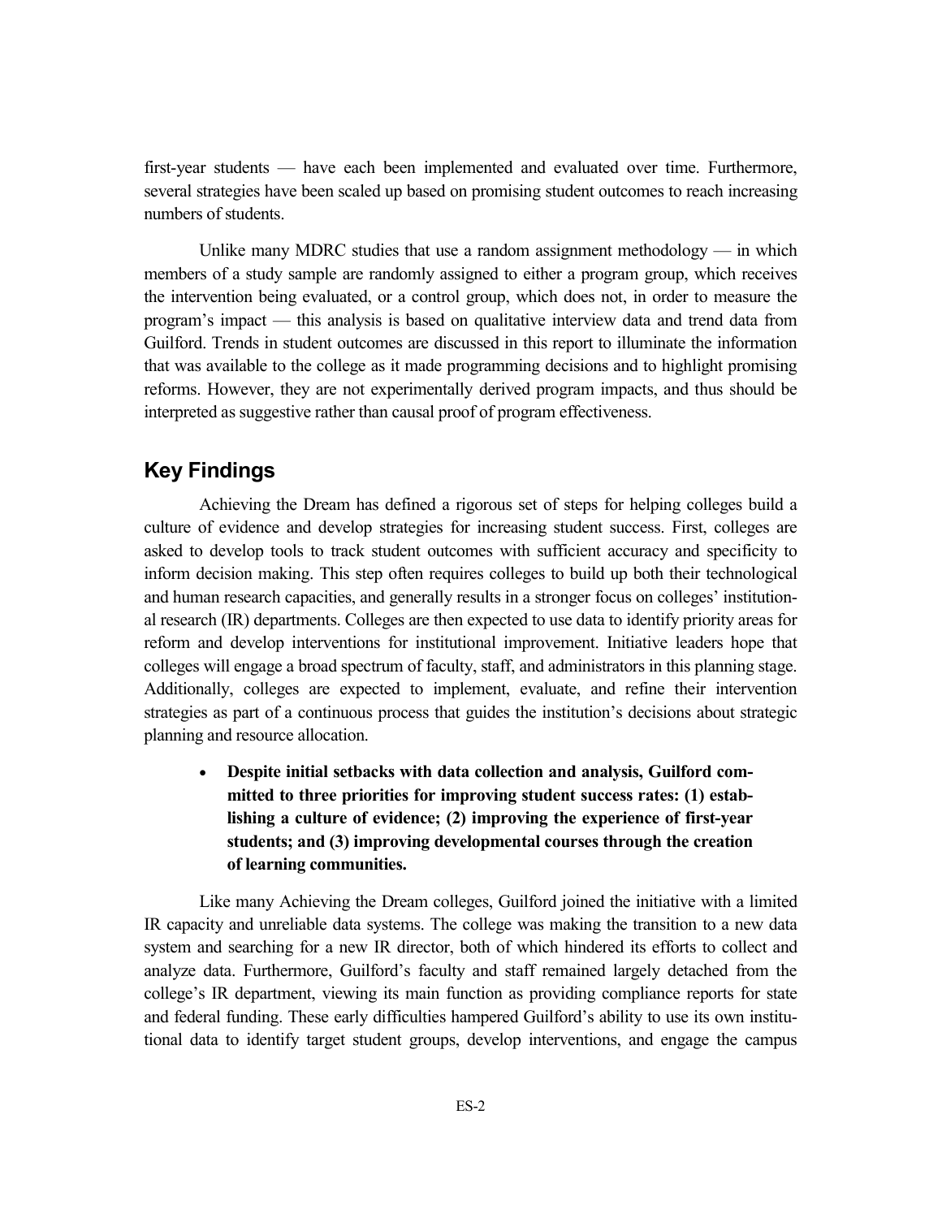first-year students — have each been implemented and evaluated over time. Furthermore, several strategies have been scaled up based on promising student outcomes to reach increasing numbers of students.

Unlike many MDRC studies that use a random assignment methodology — in which members of a study sample are randomly assigned to either a program group, which receives the intervention being evaluated, or a control group, which does not, in order to measure the program's impact — this analysis is based on qualitative interview data and trend data from Guilford. Trends in student outcomes are discussed in this report to illuminate the information that was available to the college as it made programming decisions and to highlight promising reforms. However, they are not experimentally derived program impacts, and thus should be interpreted as suggestive rather than causal proof of program effectiveness.

## Key Findings

Achieving the Dream has defined a rigorous set of steps for helping colleges build a culture of evidence and develop strategies for increasing student success. First, colleges are asked to develop tools to track student outcomes with sufficient accuracy and specificity to inform decision making. This step often requires colleges to build up both their technological and human research capacities, and generally results in a stronger focus on colleges' institutional research (IR) departments. Colleges are then expected to use data to identify priority areas for reform and develop interventions for institutional improvement. Initiative leaders hope that colleges will engage a broad spectrum of faculty, staff, and administrators in this planning stage. Additionally, colleges are expected to implement, evaluate, and refine their intervention strategies as part of a continuous process that guides the institution's decisions about strategic planning and resource allocation.

- **Despite initial setbacks with data collection and analysis, Guilford committed to three priorities for improving student success rates: (1) establishing a culture of evidence; (2) improving the experience of first-year students; and (3) improving developmental courses through the creation of learning communities.**

Like many Achieving the Dream colleges, Guilford joined the initiative with a limited IR capacity and unreliable data systems. The college was making the transition to a new data system and searching for a new IR director, both of which hindered its efforts to collect and analyze data. Furthermore, Guilford's faculty and staff remained largely detached from the college's IR department, viewing its main function as providing compliance reports for state and federal funding. These early difficulties hampered Guilford's ability to use its own institutional data to identify target student groups, develop interventions, and engage the campus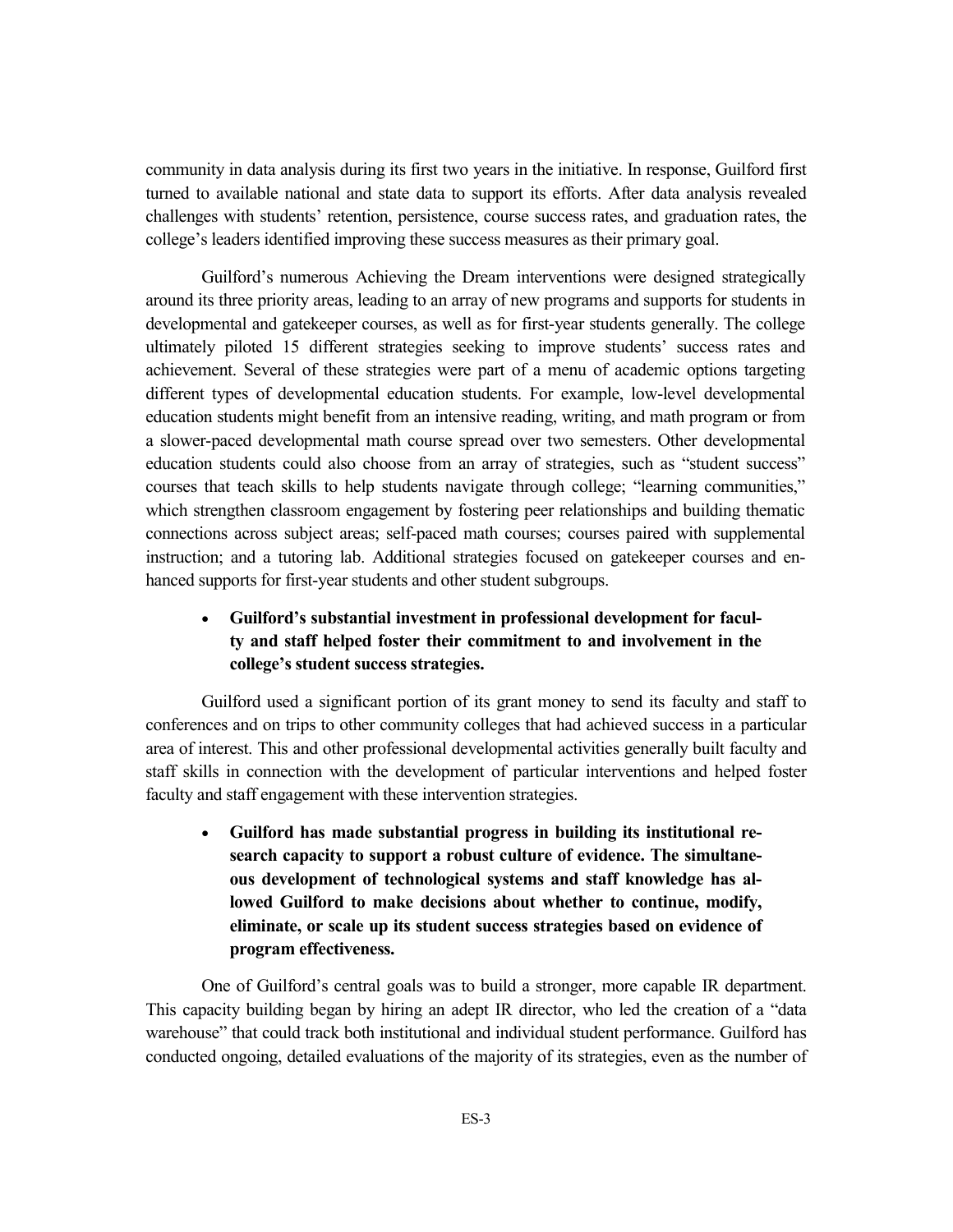community in data analysis during its first two years in the initiative. In response, Guilford first turned to available national and state data to support its efforts. After data analysis revealed challenges with students' retention, persistence, course success rates, and graduation rates, the college's leaders identified improving these success measures as their primary goal.

Guilford's numerous Achieving the Dream interventions were designed strategically around its three priority areas, leading to an array of new programs and supports for students in developmental and gatekeeper courses, as well as for first-year students generally. The college ultimately piloted 15 different strategies seeking to improve students' success rates and achievement. Several of these strategies were part of a menu of academic options targeting different types of developmental education students. For example, low-level developmental education students might benefit from an intensive reading, writing, and math program or from a slower-paced developmental math course spread over two semesters. Other developmental education students could also choose from an array of strategies, such as "student success" courses that teach skills to help students navigate through college; "learning communities," which strengthen classroom engagement by fostering peer relationships and building thematic connections across subject areas; self-paced math courses; courses paired with supplemental instruction; and a tutoring lab. Additional strategies focused on gatekeeper courses and enhanced supports for first-year students and other student subgroups.

- **Guilford's substantial investment in professional development for faculty and staff helped foster their commitment to and involvement in the college's student success strategies.**

Guilford used a significant portion of its grant money to send its faculty and staff to conferences and on trips to other community colleges that had achieved success in a particular area of interest. This and other professional developmental activities generally built faculty and staff skills in connection with the development of particular interventions and helped foster faculty and staff engagement with these intervention strategies.

- **Guilford has made substantial progress in building its institutional research capacity to support a robust culture of evidence. The simultaneous development of technological systems and staff knowledge has allowed Guilford to make decisions about whether to continue, modify, eliminate, or scale up its student success strategies based on evidence of program effectiveness.**

One of Guilford's central goals was to build a stronger, more capable IR department. This capacity building began by hiring an adept IR director, who led the creation of a "data warehouse" that could track both institutional and individual student performance. Guilford has conducted ongoing, detailed evaluations of the majority of its strategies, even as the number of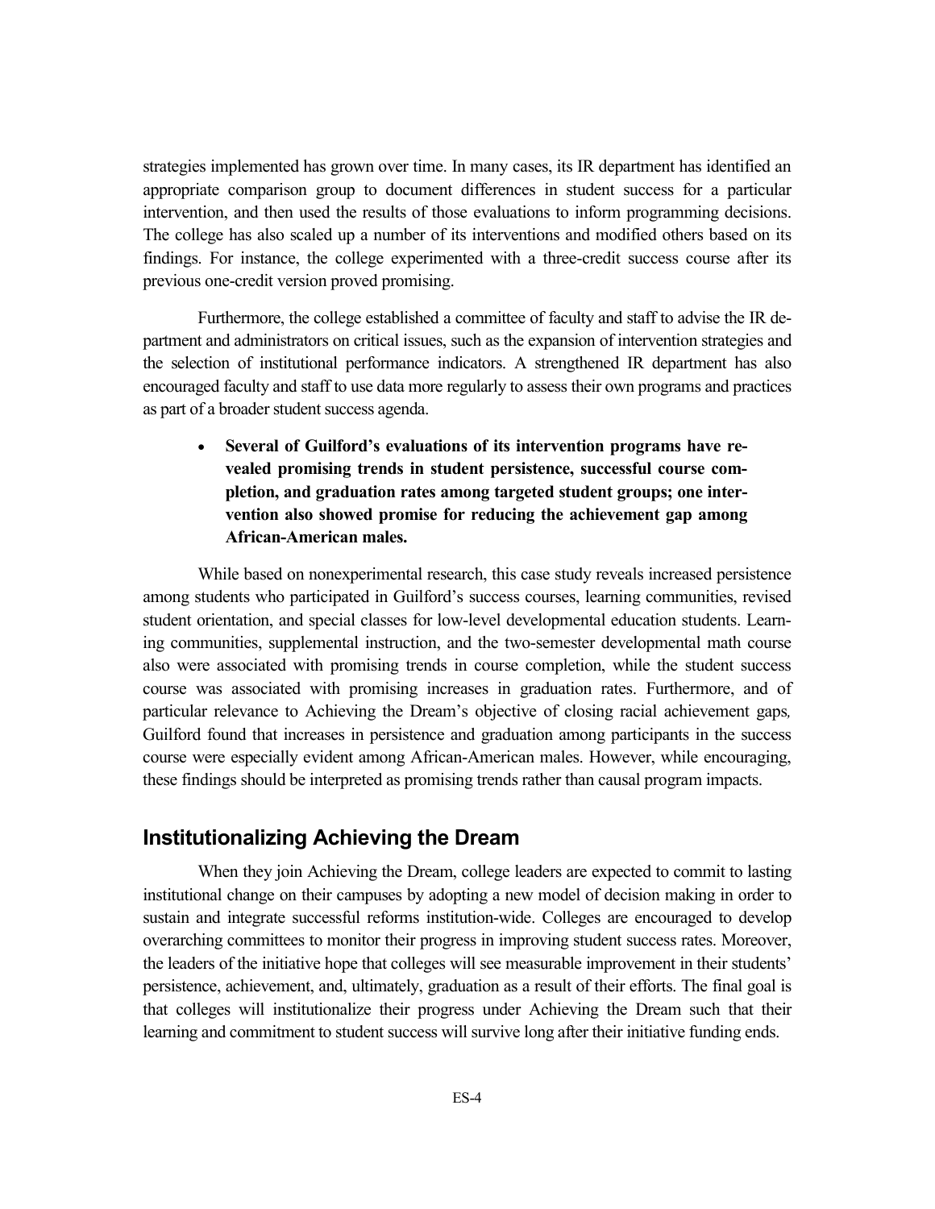strategies implemented has grown over time. In many cases, its IR department has identified an appropriate comparison group to document differences in student success for a particular intervention, and then used the results of those evaluations to inform programming decisions. The college has also scaled up a number of its interventions and modified others based on its findings. For instance, the college experimented with a three-credit success course after its previous one-credit version proved promising.

Furthermore, the college established a committee of faculty and staff to advise the IR department and administrators on critical issues, such as the expansion of intervention strategies and the selection of institutional performance indicators. A strengthened IR department has also encouraged faculty and staff to use data more regularly to assess their own programs and practices as part of a broader student success agenda.

- **Several of Guilford's evaluations of its intervention programs have revealed promising trends in student persistence, successful course completion, and graduation rates among targeted student groups; one intervention also showed promise for reducing the achievement gap among African-American males.**

While based on nonexperimental research, this case study reveals increased persistence among students who participated in Guilford's success courses, learning communities, revised student orientation, and special classes for low-level developmental education students. Learning communities, supplemental instruction, and the two-semester developmental math course also were associated with promising trends in course completion, while the student success course was associated with promising increases in graduation rates. Furthermore, and of particular relevance to Achieving the Dream's objective of closing racial achievement gaps, Guilford found that increases in persistence and graduation among participants in the success course were especially evident among African-American males. However, while encouraging, these findings should be interpreted as promising trends rather than causal program impacts.

## Institutionalizing Achieving the Dream

When they join Achieving the Dream, college leaders are expected to commit to lasting institutional change on their campuses by adopting a new model of decision making in order to sustain and integrate successful reforms institution-wide. Colleges are encouraged to develop overarching committees to monitor their progress in improving student success rates. Moreover, the leaders of the initiative hope that colleges will see measurable improvement in their students' persistence, achievement, and, ultimately, graduation as a result of their efforts. The final goal is that colleges will institutionalize their progress under Achieving the Dream such that their learning and commitment to student success will survive long after their initiative funding ends.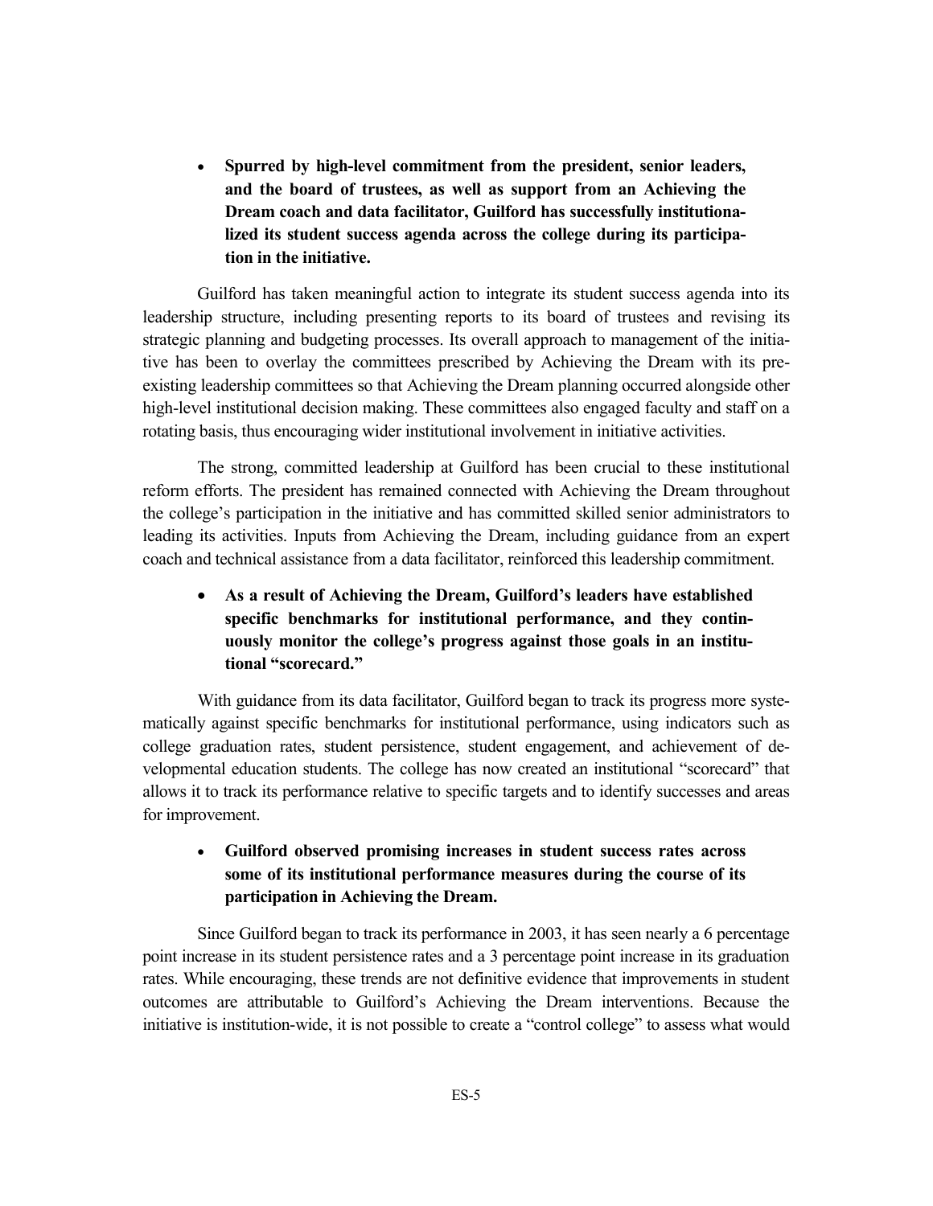- **Spurred by high-level commitment from the president, senior leaders, and the board of trustees, as well as support from an Achieving the Dream coach and data facilitator, Guilford has successfully institutionalized its student success agenda across the college during its participation in the initiative.**

Guilford has taken meaningful action to integrate its student success agenda into its leadership structure, including presenting reports to its board of trustees and revising its strategic planning and budgeting processes. Its overall approach to management of the initiative has been to overlay the committees prescribed by Achieving the Dream with its preexisting leadership committees so that Achieving the Dream planning occurred alongside other high-level institutional decision making. These committees also engaged faculty and staff on a rotating basis, thus encouraging wider institutional involvement in initiative activities.

The strong, committed leadership at Guilford has been crucial to these institutional reform efforts. The president has remained connected with Achieving the Dream throughout the college's participation in the initiative and has committed skilled senior administrators to leading its activities. Inputs from Achieving the Dream, including guidance from an expert coach and technical assistance from a data facilitator, reinforced this leadership commitment.

- **As a result of Achieving the Dream, Guilford's leaders have established specific benchmarks for institutional performance, and they continuously monitor the college's progress against those goals in an institutional "scorecard."**

With guidance from its data facilitator, Guilford began to track its progress more systematically against specific benchmarks for institutional performance, using indicators such as college graduation rates, student persistence, student engagement, and achievement of developmental education students. The college has now created an institutional "scorecard" that allows it to track its performance relative to specific targets and to identify successes and areas for improvement.

- **Guilford observed promising increases in student success rates across some of its institutional performance measures during the course of its participation in Achieving the Dream.**

Since Guilford began to track its performance in 2003, it has seen nearly a 6 percentage point increase in its student persistence rates and a 3 percentage point increase in its graduation rates. While encouraging, these trends are not definitive evidence that improvements in student outcomes are attributable to Guilford's Achieving the Dream interventions. Because the initiative is institution-wide, it is not possible to create a "control college" to assess what would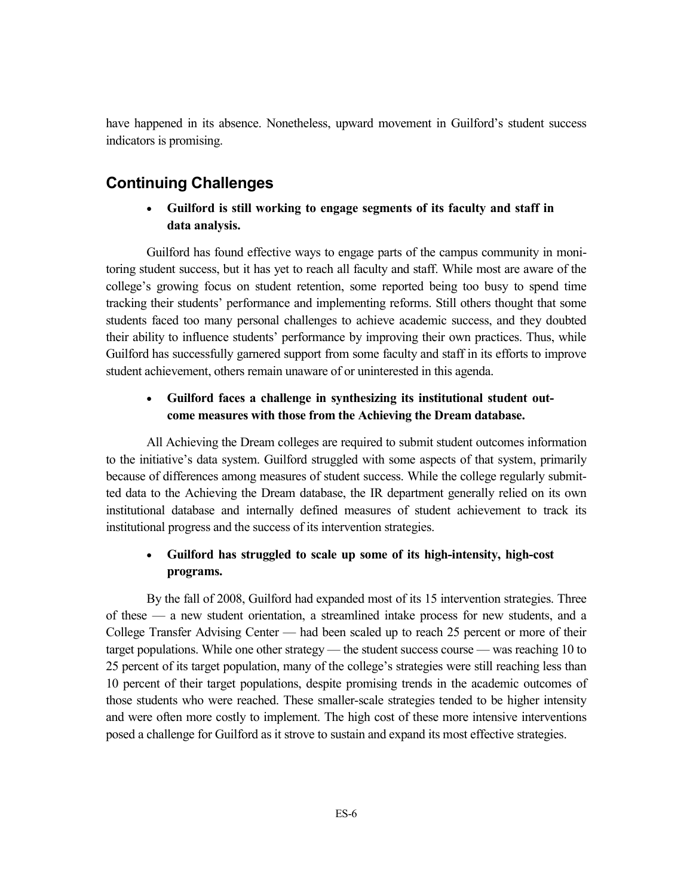have happened in its absence. Nonetheless, upward movement in Guilford's student success indicators is promising.

## Continuing Challenges

- **Guilford is still working to engage segments of its faculty and staff in data analysis.**

Guilford has found effective ways to engage parts of the campus community in monitoring student success, but it has yet to reach all faculty and staff. While most are aware of the college's growing focus on student retention, some reported being too busy to spend time tracking their students' performance and implementing reforms. Still others thought that some students faced too many personal challenges to achieve academic success, and they doubted their ability to influence students' performance by improving their own practices. Thus, while Guilford has successfully garnered support from some faculty and staff in its efforts to improve student achievement, others remain unaware of or uninterested in this agenda.

- **Guilford faces a challenge in synthesizing its institutional student outcome measures with those from the Achieving the Dream database.**

All Achieving the Dream colleges are required to submit student outcomes information to the initiative's data system. Guilford struggled with some aspects of that system, primarily because of differences among measures of student success. While the college regularly submitted data to the Achieving the Dream database, the IR department generally relied on its own institutional database and internally defined measures of student achievement to track its institutional progress and the success of its intervention strategies.

- **Guilford has struggled to scale up some of its high-intensity, high-cost programs.**

By the fall of 2008, Guilford had expanded most of its 15 intervention strategies. Three of these — a new student orientation, a streamlined intake process for new students, and a College Transfer Advising Center — had been scaled up to reach 25 percent or more of their target populations. While one other strategy — the student success course — was reaching 10 to 25 percent of its target population, many of the college's strategies were still reaching less than 10 percent of their target populations, despite promising trends in the academic outcomes of those students who were reached. These smaller-scale strategies tended to be higher intensity and were often more costly to implement. The high cost of these more intensive interventions posed a challenge for Guilford as it strove to sustain and expand its most effective strategies.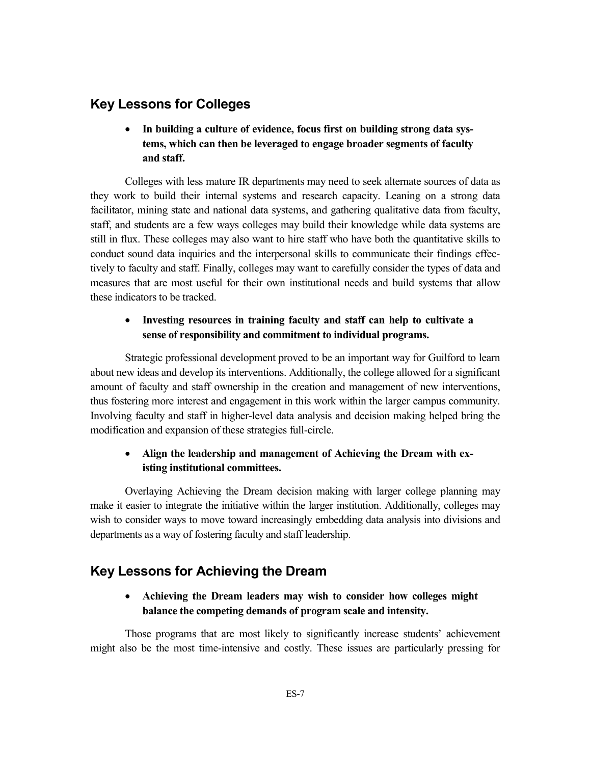## Key Lessons for Colleges

- **In building a culture of evidence, focus first on building strong data systems, which can then be leveraged to engage broader segments of faculty and staff.**

Colleges with less mature IR departments may need to seek alternate sources of data as they work to build their internal systems and research capacity. Leaning on a strong data facilitator, mining state and national data systems, and gathering qualitative data from faculty, staff, and students are a few ways colleges may build their knowledge while data systems are still in flux. These colleges may also want to hire staff who have both the quantitative skills to conduct sound data inquiries and the interpersonal skills to communicate their findings effectively to faculty and staff. Finally, colleges may want to carefully consider the types of data and measures that are most useful for their own institutional needs and build systems that allow these indicators to be tracked.

- **Investing resources in training faculty and staff can help to cultivate a sense of responsibility and commitment to individual programs.**

Strategic professional development proved to be an important way for Guilford to learn about new ideas and develop its interventions. Additionally, the college allowed for a significant amount of faculty and staff ownership in the creation and management of new interventions, thus fostering more interest and engagement in this work within the larger campus community. Involving faculty and staff in higher-level data analysis and decision making helped bring the modification and expansion of these strategies full-circle.

- **Align the leadership and management of Achieving the Dream with existing institutional committees.**

Overlaying Achieving the Dream decision making with larger college planning may make it easier to integrate the initiative within the larger institution. Additionally, colleges may wish to consider ways to move toward increasingly embedding data analysis into divisions and departments as a way of fostering faculty and staff leadership.

## Key Lessons for Achieving the Dream

- **Achieving the Dream leaders may wish to consider how colleges might balance the competing demands of program scale and intensity.**

Those programs that are most likely to significantly increase students' achievement might also be the most time-intensive and costly. These issues are particularly pressing for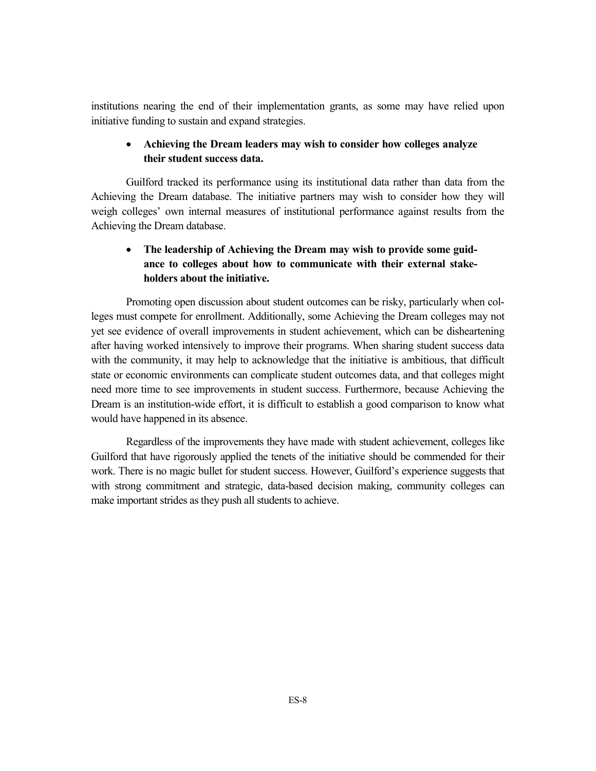institutions nearing the end of their implementation grants, as some may have relied upon initiative funding to sustain and expand strategies.

- **Achieving the Dream leaders may wish to consider how colleges analyze their student success data.**

Guilford tracked its performance using its institutional data rather than data from the Achieving the Dream database. The initiative partners may wish to consider how they will weigh colleges' own internal measures of institutional performance against results from the Achieving the Dream database.

- **The leadership of Achieving the Dream may wish to provide some guidance to colleges about how to communicate with their external stakeholders about the initiative.**

Promoting open discussion about student outcomes can be risky, particularly when colleges must compete for enrollment. Additionally, some Achieving the Dream colleges may not yet see evidence of overall improvements in student achievement, which can be disheartening after having worked intensively to improve their programs. When sharing student success data with the community, it may help to acknowledge that the initiative is ambitious, that difficult state or economic environments can complicate student outcomes data, and that colleges might need more time to see improvements in student success. Furthermore, because Achieving the Dream is an institution-wide effort, it is difficult to establish a good comparison to know what would have happened in its absence.

Regardless of the improvements they have made with student achievement, colleges like Guilford that have rigorously applied the tenets of the initiative should be commended for their work. There is no magic bullet for student success. However, Guilford's experience suggests that with strong commitment and strategic, data-based decision making, community colleges can make important strides as they push all students to achieve.